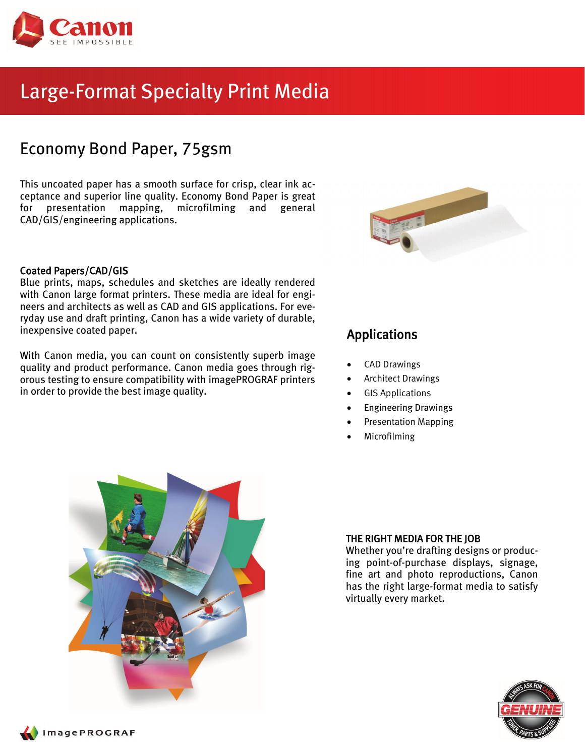# Large-Format Specialty Print Media

## Economy Bond Paper, 75gsm

This uncoated paper has a smooth surface for crisp, clear ink acceptance and superior line quality. Economy Bond Paper is great for presentation mapping, microfilming and general CAD/GIS/engineering applications.

### Coated Papers/CAD/GIS

Blue prints, maps, schedules and sketches are ideally rendered with Canon large format printers. These media are ideal for engineers and architects as well as CAD and GIS applications. For everyday use and draft printing, Canon has a wide variety of durable, inexpensive coated paper.

With Canon media, you can count on consistently superb image quality and product performance. Canon media goes through rigorous testing to ensure compatibility with imagePROGRAF printers in order to provide the best image quality.

### Applications

- CAD Drawings
- Architect Drawings
- GIS Applications
- Engineering Drawings
- Presentation Mapping
- Microfilming

### THE RIGHT MEDIA FOR THE JOB

Whether you're drafting designs or producing point-of-purchase displays, signage, fine art and photo reproductions, Canon has the right large-format media to satisfy virtually every market.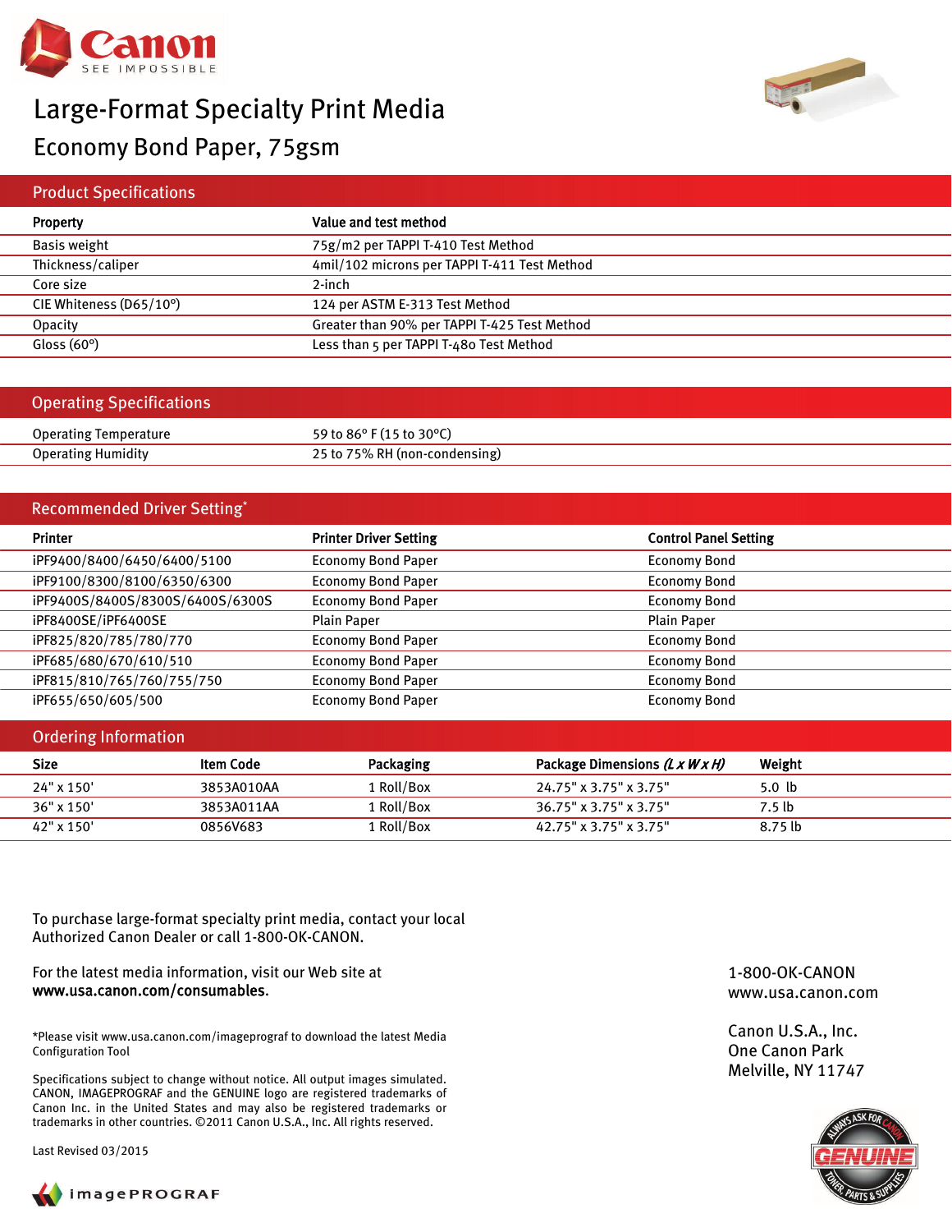# Large-Format Specialty Print Media

## Economy Bond Paper, 75gsm

### Product Specifications

| Property | Value and test method |
| --- | --- |
| Basis weight | 75g/m2 per TAPPI T-410 Test Method |
| Thickness/caliper | 4mil/102 microns per TAPPI T-411 Test Method |
| Core size | 2-inch |
| CIE Whiteness (D65/10°) | 124 per ASTM E-313 Test Method |
| Opacity | Greater than 90% per TAPPI T-425 Test Method |
| Gloss (60°) | Less than 5 per TAPPI T-480 Test Method |

### Operating Specifications

| | |
| --- | --- |
| Operating Temperature | 59 to 86° F (15 to 30°C) |
| Operating Humidity | 25 to 75% RH (non-condensing) |

### Recommended Driver Setting*

| Printer | Printer Driver Setting | Control Panel Setting |
| --- | --- | --- |
| iPF9400/8400/6450/6400/5100 | Economy Bond Paper | Economy Bond |
| iPF9100/8300/8100/6350/6300 | Economy Bond Paper | Economy Bond |
| iPF9400S/8400S/8300S/6400S/6300S | Economy Bond Paper | Economy Bond |
| iPF8400SE/iPF6400SE | Plain Paper | Plain Paper |
| iPF825/820/785/780/770 | Economy Bond Paper | Economy Bond |
| iPF685/680/670/610/510 | Economy Bond Paper | Economy Bond |
| iPF815/810/765/760/755/750 | Economy Bond Paper | Economy Bond |
| iPF655/650/605/500 | Economy Bond Paper | Economy Bond |

### Ordering Information

| Size | Item Code | Packaging | Package Dimensions *(L x W x H)* | Weight |
| --- | --- | --- | --- | --- |
| 24" x 150' | 3853A010AA | 1 Roll/Box | 24.75" x 3.75" x 3.75" | 5.0 lb |
| 36" x 150' | 3853A011AA | 1 Roll/Box | 36.75" x 3.75" x 3.75" | 7.5 lb |
| 42" x 150' | 0856V683 | 1 Roll/Box | 42.75" x 3.75" x 3.75" | 8.75 lb |

To purchase large-format specialty print media, contact your local Authorized Canon Dealer or call 1-800-OK-CANON.

For the latest media information, visit our Web site at **www.usa.canon.com/consumables.**

*Please visit www.usa.canon.com/imageprograf to download the latest Media Configuration Tool

Specifications subject to change without notice. All output images simulated. CANON, IMAGEPROGRAF and the GENUINE logo are registered trademarks of Canon Inc. in the United States and may also be registered trademarks or trademarks in other countries. ©2011 Canon U.S.A., Inc. All rights reserved.

Last Revised 03/2015

1-800-OK-CANON
www.usa.canon.com

Canon U.S.A., Inc.
One Canon Park
Melville, NY 11747